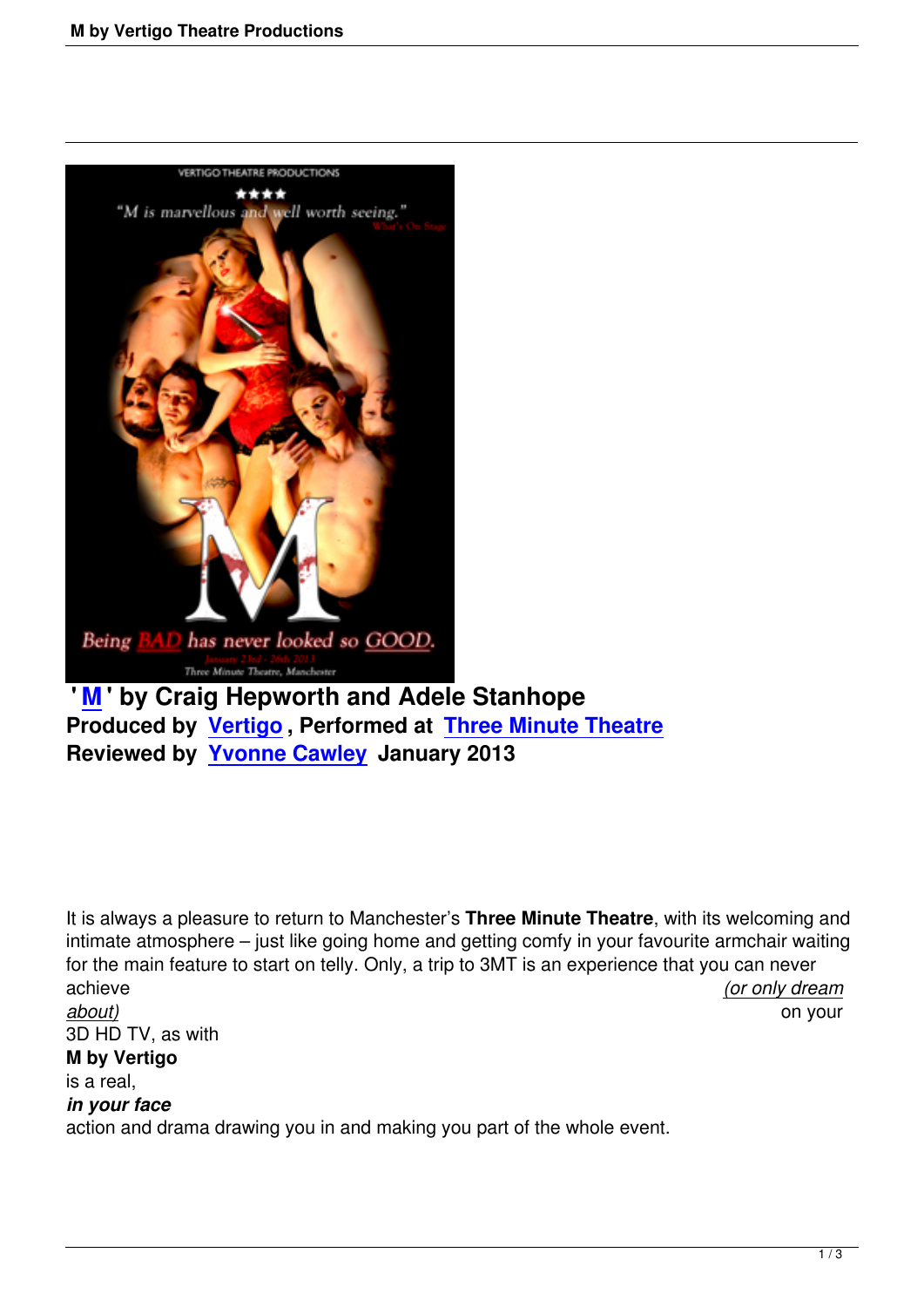## ' M ' by Craig Hepworth and Adele Stanhope

**Produced by Vertigo , Performed at Three Minute Theatre**

**Reviewed by Yvonne Cawley January 2013**

It is always a pleasure to return to Manchester's **Three Minute Theatre**, with its welcoming and intimate atmosphere – just like going home and getting comfy in your favourite armchair waiting for the main feature to start on telly. Only, a trip to 3MT is an experience that you can never achieve *(or only dream about)* on your 3D HD TV, as with **M by Vertigo** is a real, ***in your face*** action and drama drawing you in and making you part of the whole event.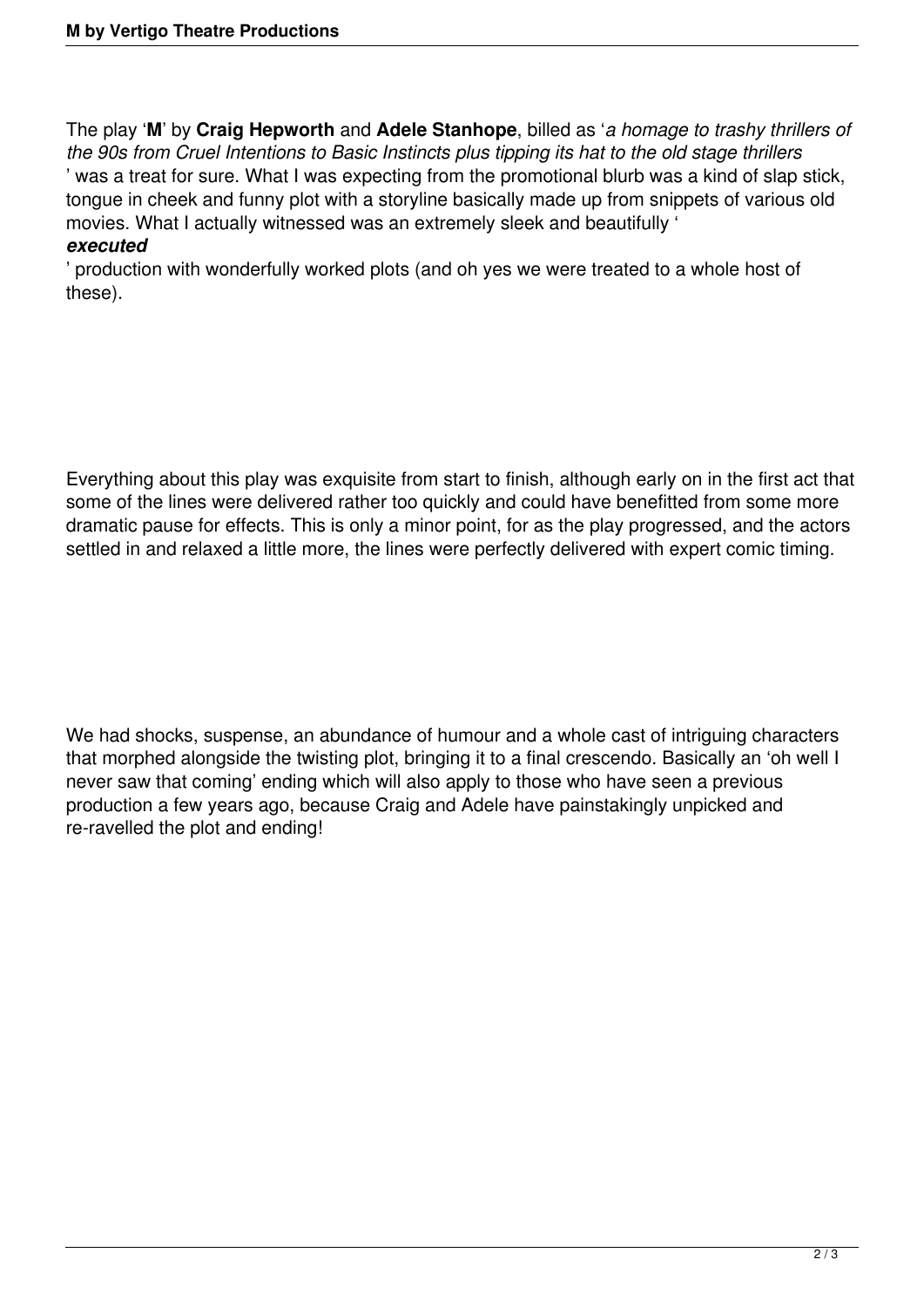The play '**M**' by **Craig Hepworth** and **Adele Stanhope**, billed as '*a homage to trashy thrillers of the 90s from Cruel Intentions to Basic Instincts plus tipping its hat to the old stage thrillers* ' was a treat for sure. What I was expecting from the promotional blurb was a kind of slap stick, tongue in cheek and funny plot with a storyline basically made up from snippets of various old movies. What I actually witnessed was an extremely sleek and beautifully '***executed***' production with wonderfully worked plots (and oh yes we were treated to a whole host of these).

Everything about this play was exquisite from start to finish, although early on in the first act that some of the lines were delivered rather too quickly and could have benefitted from some more dramatic pause for effects. This is only a minor point, for as the play progressed, and the actors settled in and relaxed a little more, the lines were perfectly delivered with expert comic timing.

We had shocks, suspense, an abundance of humour and a whole cast of intriguing characters that morphed alongside the twisting plot, bringing it to a final crescendo. Basically an 'oh well I never saw that coming' ending which will also apply to those who have seen a previous production a few years ago, because Craig and Adele have painstakingly unpicked and re-ravelled the plot and ending!